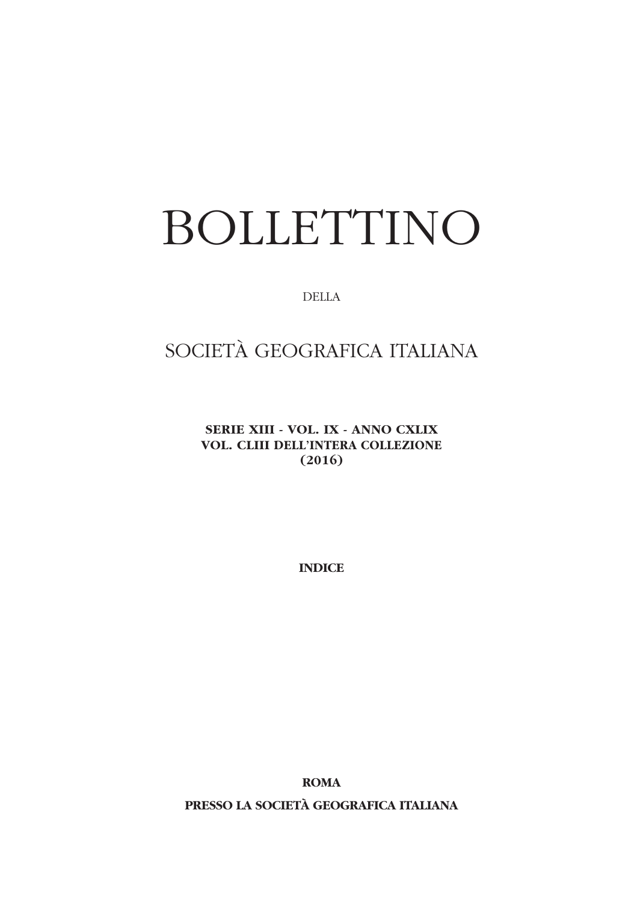# BOLLETTINO

DELLA

## SOCIETÀ GEOGRAFICA ITALIANA

**SERIE XIII - VOL. IX - ANNO CXLIX**
**VOL. CLIII DELL'INTERA COLLEZIONE**
**(2016)**

**INDICE**

**ROMA**

**PRESSO LA SOCIETÀ GEOGRAFICA ITALIANA**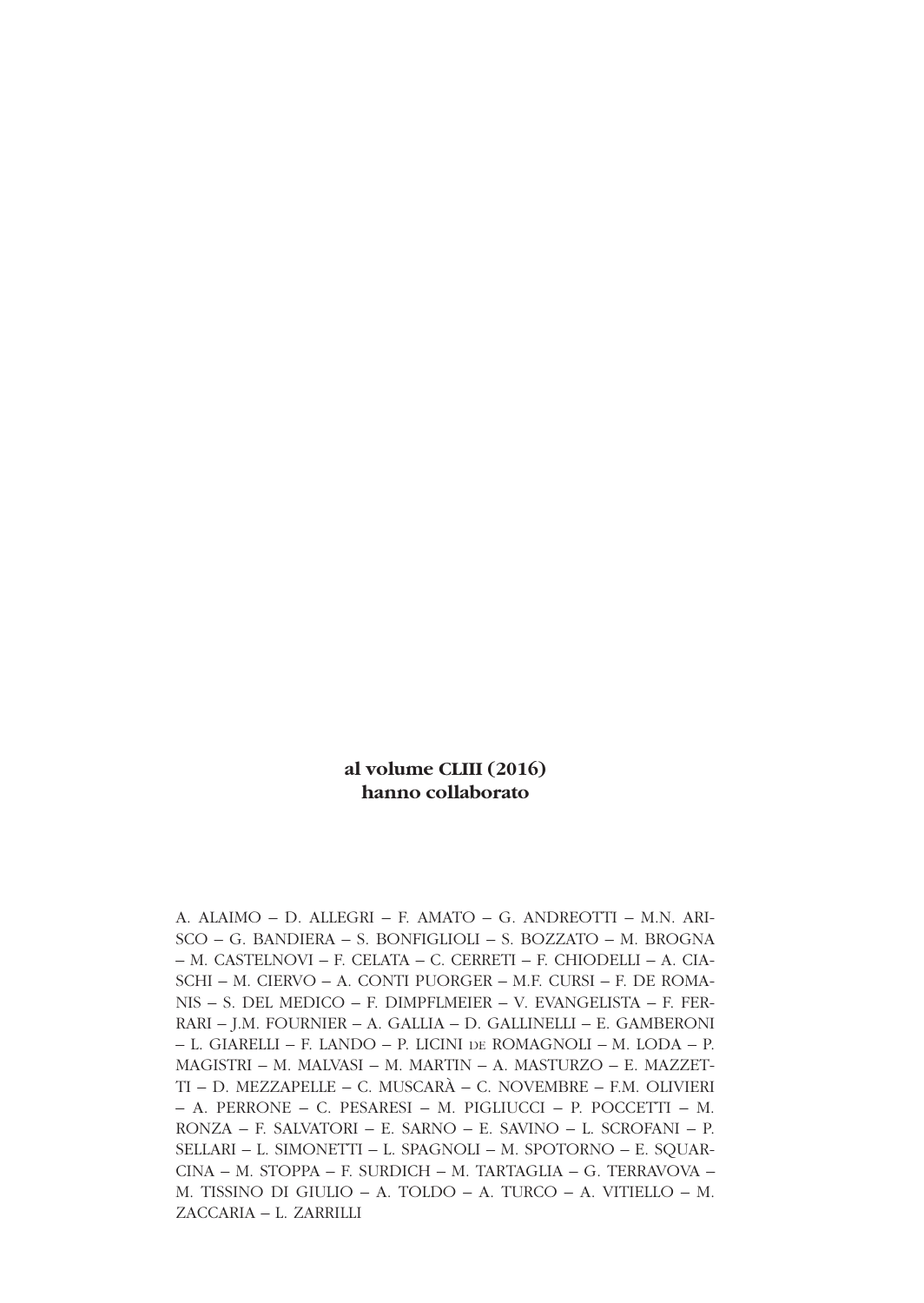**al volume CLIII (2016)**
**hanno collaborato**

A. ALAIMO – D. ALLEGRI – F. AMATO – G. ANDREOTTI – M.N. ARISCO – G. BANDIERA – S. BONFIGLIOLI – S. BOZZATO – M. BROGNA – M. CASTELNOVI – F. CELATA – C. CERRETI – F. CHIODELLI – A. CIASCHI – M. CIERVO – A. CONTI PUORGER – M.F. CURSI – F. DE ROMANIS – S. DEL MEDICO – F. DIMPFLMEIER – V. EVANGELISTA – F. FERRARI – J.M. FOURNIER – A. GALLIA – D. GALLINELLI – E. GAMBERONI – L. GIARELLI – F. LANDO – P. LICINI DE ROMAGNOLI – M. LODA – P. MAGISTRI – M. MALVASI – M. MARTIN – A. MASTURZO – E. MAZZETTI – D. MEZZAPELLE – C. MUSCARÀ – C. NOVEMBRE – F.M. OLIVIERI – A. PERRONE – C. PESARESI – M. PIGLIUCCI – P. POCCETTI – M. RONZA – F. SALVATORI – E. SARNO – E. SAVINO – L. SCROFANI – P. SELLARI – L. SIMONETTI – L. SPAGNOLI – M. SPOTORNO – E. SQUARCINA – M. STOPPA – F. SURDICH – M. TARTAGLIA – G. TERRAVOVA – M. TISSINO DI GIULIO – A. TOLDO – A. TURCO – A. VITIELLO – M. ZACCARIA – L. ZARRILLI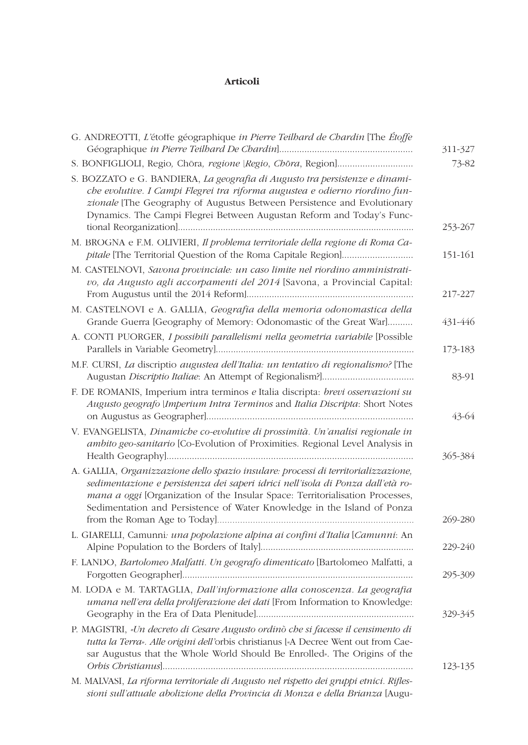**Articoli**

G. ANDREOTTI, *L'*étoffe géographique *in Pierre Teilhard de Chardin* [The *Étoffe* Géographique *in Pierre Teilhard De Chardin*] .......... 311-327

S. BONFIGLIOLI, Regio*,* Chōra*, regione* [*Regio*, *Chōra*, Region] .......... 73-82

S. BOZZATO e G. BANDIERA, *La geografia di Augusto tra persistenze e dinamiche evolutive. I Campi Flegrei tra riforma augustea e odierno riordino funzionale* [The Geography of Augustus Between Persistence and Evolutionary Dynamics. The Campi Flegrei Between Augustan Reform and Today's Functional Reorganization] .......... 253-267

M. BROGNA e F.M. OLIVIERI, *Il problema territoriale della regione di Roma Capitale* [The Territorial Question of the Roma Capitale Region] .......... 151-161

M. CASTELNOVI, *Savona provinciale: un caso limite nel riordino amministrativo, da Augusto agli accorpamenti del 2014* [Savona, a Provincial Capital: From Augustus until the 2014 Reform] .......... 217-227

M. CASTELNOVI e A. GALLIA, *Geografia della memoria odonomastica della* Grande Guerra [Geography of Memory: Odonomastic of the Great War] .......... 431-446

A. CONTI PUORGER, *I possibili parallelismi nella geometria variabile* [Possible Parallels in Variable Geometry] .......... 173-183

M.F. CURSI, *La* discriptio *augustea dell'Italia: un tentativo di regionalismo?* [The Augustan *Discriptio Italiae*: An Attempt of Regionalism?] .......... 83-91

F. DE ROMANIS, Imperium intra terminos *e* Italia discripta*: brevi osservazioni su Augusto geografo* [*Imperium Intra Terminos* and *Italia Discripta*: Short Notes on Augustus as Geographer] .......... 43-64

V. EVANGELISTA, *Dinamiche co-evolutive di prossimità. Un'analisi regionale in ambito geo-sanitario* [Co-Evolution of Proximities. Regional Level Analysis in Health Geography] .......... 365-384

A. GALLIA, *Organizzazione dello spazio insulare: processi di territorializzazione, sedimentazione e persistenza dei saperi idrici nell'isola di Ponza dall'età romana a oggi* [Organization of the Insular Space: Territorialisation Processes, Sedimentation and Persistence of Water Knowledge in the Island of Ponza from the Roman Age to Today] .......... 269-280

L. GIARELLI, Camunni*: una popolazione alpina ai confini d'Italia* [*Camunni*: An Alpine Population to the Borders of Italy] .......... 229-240

F. LANDO, *Bartolomeo Malfatti. Un geografo dimenticato* [Bartolomeo Malfatti, a Forgotten Geographer] .......... 295-309

M. LODA e M. TARTAGLIA, *Dall'informazione alla conoscenza. La geografia umana nell'era della proliferazione dei dati* [From Information to Knowledge: Geography in the Era of Data Plenitude] .......... 329-345

P. MAGISTRI, *«Un decreto di Cesare Augusto ordinò che si facesse il censimento di tutta la Terra». Alle origini dell'*orbis christianus [«A Decree Went out from Caesar Augustus that the Whole World Should Be Enrolled». The Origins of the *Orbis Christianus*] .......... 123-135

M. MALVASI, *La riforma territoriale di Augusto nel rispetto dei gruppi etnici. Riflessioni sull'attuale abolizione della Provincia di Monza e della Brianza* [Augu-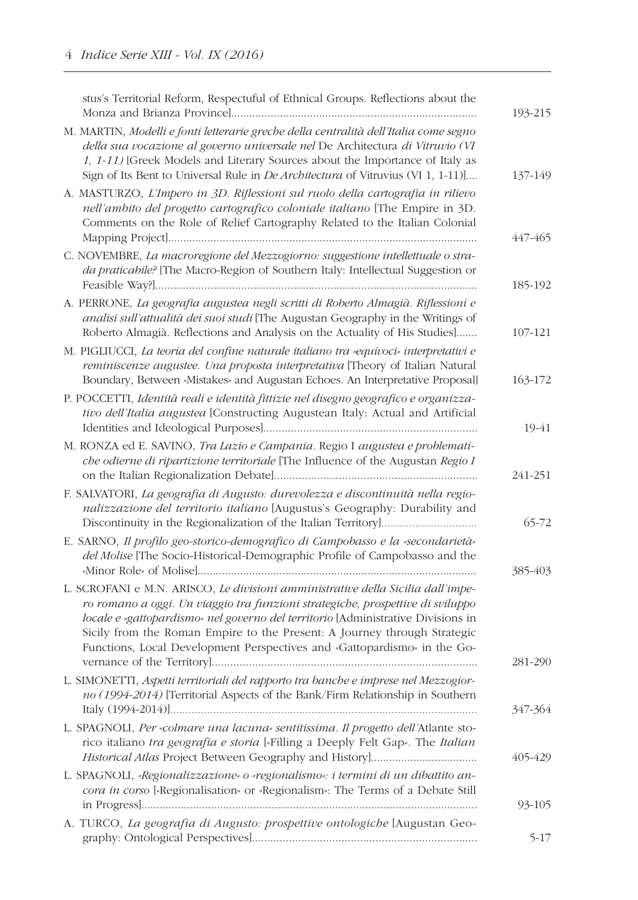stus's Territorial Reform, Respectuful of Ethnical Groups. Reflections about the Monza and Brianza Province] ........ 193-215

M. MARTIN, *Modelli e fonti letterarie greche della centralità dell'Italia come segno della sua vocazione al governo universale nel* De Architectura *di Vitruvio (VI 1, 1-11)* [Greek Models and Literary Sources about the Importance of Italy as Sign of Its Bent to Universal Rule in *De Architectura* of Vitruvius (VI 1, 1-11)] ........ 137-149

A. MASTURZO, *L'Impero in 3D. Riflessioni sul ruolo della cartografia in rilievo nell'ambito del progetto cartografico coloniale italiano* [The Empire in 3D. Comments on the Role of Relief Cartography Related to the Italian Colonial Mapping Project] ........ 447-465

C. NOVEMBRE, *La macroregione del Mezzogiorno: suggestione intellettuale o strada praticabile?* [The Macro-Region of Southern Italy: Intellectual Suggestion or Feasible Way?] ........ 185-192

A. PERRONE, *La geografia augustea negli scritti di Roberto Almagià. Riflessioni e analisi sull'attualità dei suoi studi* [The Augustan Geography in the Writings of Roberto Almagià. Reflections and Analysis on the Actuality of His Studies] ........ 107-121

M. PIGLIUCCI, *La teoria del confine naturale italiano tra «equivoci» interpretativi e reminiscenze augustee. Una proposta interpretativa* [Theory of Italian Natural Boundary, Between «Mistakes» and Augustan Echoes. An Interpretative Proposal] ........ 163-172

P. POCCETTI, *Identità reali e identità fittizie nel disegno geografico e organizzativo dell'Italia augustea* [Constructing Augustean Italy: Actual and Artificial Identities and Ideological Purposes] ........ 19-41

M. RONZA ed E. SAVINO, *Tra Lazio e Campania.* Regio I *augustea e problematiche odierne di ripartizione territoriale* [The Influence of the Augustan *Regio I* on the Italian Regionalization Debate] ........ 241-251

F. SALVATORI, *La geografia di Augusto: durevolezza e discontinuità nella regionalizzazione del territorio italiano* [Augustus's Geography: Durability and Discontinuity in the Regionalization of the Italian Territory] ........ 65-72

E. SARNO, *Il profilo geo-storico-demografico di Campobasso e la «secondarietà» del Molise* [The Socio-Historical-Demographic Profile of Campobasso and the «Minor Role» of Molise] ........ 385-403

L. SCROFANI e M.N. ARISCO, *Le divisioni amministrative della Sicilia dall'impero romano a oggi. Un viaggio tra funzioni strategiche, prospettive di sviluppo locale e «gattopardismo» nel governo del territorio* [Administrative Divisions in Sicily from the Roman Empire to the Present: A Journey through Strategic Functions, Local Development Perspectives and «Gattopardismo» in the Governance of the Territory] ........ 281-290

L. SIMONETTI, *Aspetti territoriali del rapporto tra banche e imprese nel Mezzogiorno (1994-2014)* [Territorial Aspects of the Bank/Firm Relationship in Southern Italy (1994-2014)] ........ 347-364

L. SPAGNOLI, *Per «colmare una lacuna» sentitissima. Il progetto dell'*Atlante storico italiano *tra geografia e storia* [«Filling a Deeply Felt Gap». The *Italian Historical Atlas* Project Between Geography and History] ........ 405-429

L. SPAGNOLI, *«Regionalizzazione» o «regionalismo»: i termini di un dibattito ancora in corso* [«Regionalisation» or «Regionalism»: The Terms of a Debate Still in Progress] ........ 93-105

A. TURCO, *La geografia di Augusto: prospettive ontologiche* [Augustan Geography: Ontological Perspectives] ........ 5-17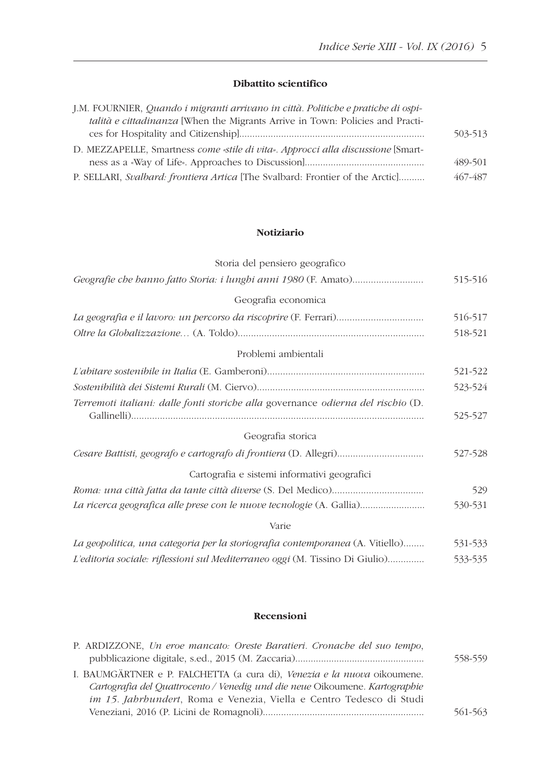### Dibattito scientifico

J.M. FOURNIER, *Quando i migranti arrivano in città. Politiche e pratiche di ospitalità e cittadinanza* [When the Migrants Arrive in Town: Policies and Practices for Hospitality and Citizenship]...................................................................... 503-513

D. MEZZAPELLE, Smartness *come «stile di vita». Approcci alla discussione* [Smartness as a «Way of Life». Approaches to Discussion]............................................. 489-501

P. SELLARI, *Svalbard: frontiera Artica* [The Svalbard: Frontier of the Arctic].......... 467-487

### Notiziario

Storia del pensiero geografico

*Geografie che hanno fatto Storia: i lunghi anni 1980* (F. Amato)........................... 515-516

Geografia economica

*La geografia e il lavoro: un percorso da riscoprire* (F. Ferrari)................................. 516-517

*Oltre la Globalizzazione…* (A. Toldo)...................................................................... 518-521

Problemi ambientali

*L'abitare sostenibile in Italia* (E. Gamberoni)........................................................... 521-522

*Sostenibilità dei Sistemi Rurali* (M. Ciervo)................................................................ 523-524

*Terremoti italiani: dalle fonti storiche alla* governance *odierna del rischio* (D. Gallinelli)............................................................................................................... 525-527

Geografia storica

*Cesare Battisti, geografo e cartografo di frontiera* (D. Allegri)................................. 527-528

Cartografia e sistemi informativi geografici

*Roma: una città fatta da tante città diverse* (S. Del Medico)................................... 529

*La ricerca geografica alle prese con le nuove tecnologie* (A. Gallia)......................... 530-531

Varie

*La geopolitica, una categoria per la storiografia contemporanea* (A. Vitiello)........ 531-533

*L'editoria sociale: riflessioni sul Mediterraneo oggi* (M. Tissino Di Giulio).............. 533-535

### Recensioni

P. ARDIZZONE, *Un eroe mancato: Oreste Baratieri. Cronache del suo tempo*, pubblicazione digitale, s.ed., 2015 (M. Zaccaria)................................................. 558-559

I. BAUMGÄRTNER e P. FALCHETTA (a cura di), *Venezia e la nuova* oikoumene. *Cartografia del Quattrocento / Venedig und die neue* Oikoumene. *Kartographie im 15. Jahrhundert*, Roma e Venezia, Viella e Centro Tedesco di Studi Veneziani, 2016 (P. Licini de Romagnoli)............................................................. 561-563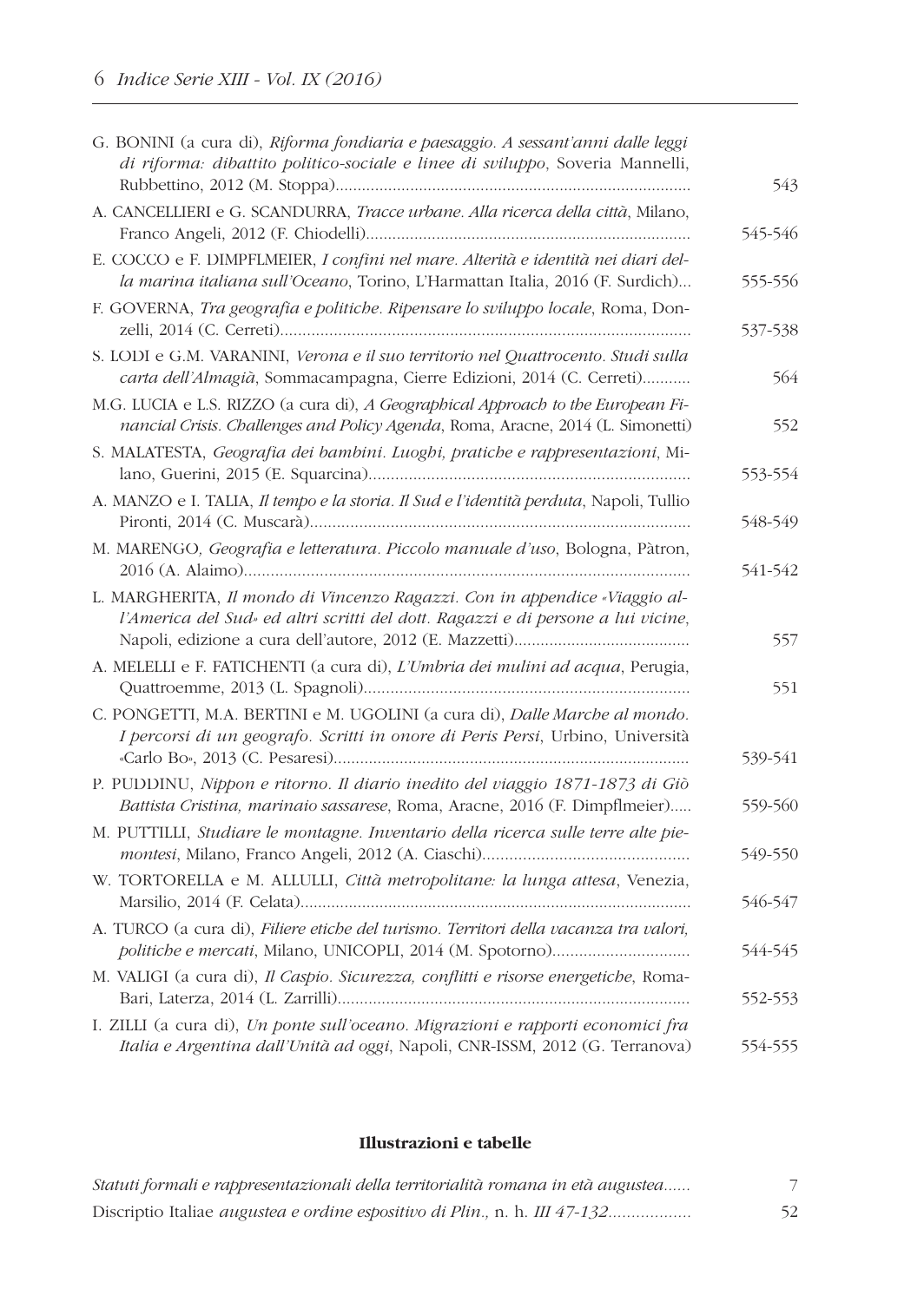G. BONINI (a cura di), *Riforma fondiaria e paesaggio. A sessant'anni dalle leggi di riforma: dibattito politico-sociale e linee di sviluppo*, Soveria Mannelli, Rubbettino, 2012 (M. Stoppa)........ 543

A. CANCELLIERI e G. SCANDURRA, *Tracce urbane. Alla ricerca della città*, Milano, Franco Angeli, 2012 (F. Chiodelli)........ 545-546

E. COCCO e F. DIMPFLMEIER, *I confini nel mare. Alterità e identità nei diari della marina italiana sull'Oceano*, Torino, L'Harmattan Italia, 2016 (F. Surdich)... 555-556

F. GOVERNA, *Tra geografia e politiche. Ripensare lo sviluppo locale*, Roma, Donzelli, 2014 (C. Cerreti)........ 537-538

S. LODI e G.M. VARANINI, *Verona e il suo territorio nel Quattrocento. Studi sulla carta dell'Almagià*, Sommacampagna, Cierre Edizioni, 2014 (C. Cerreti)........ 564

M.G. LUCIA e L.S. RIZZO (a cura di), *A Geographical Approach to the European Financial Crisis. Challenges and Policy Agenda*, Roma, Aracne, 2014 (L. Simonetti) 552

S. MALATESTA, *Geografia dei bambini. Luoghi, pratiche e rappresentazioni*, Milano, Guerini, 2015 (E. Squarcina)........ 553-554

A. MANZO e I. TALIA, *Il tempo e la storia. Il Sud e l'identità perduta*, Napoli, Tullio Pironti, 2014 (C. Muscarà)........ 548-549

M. MARENGO, *Geografia e letteratura. Piccolo manuale d'uso*, Bologna, Pàtron, 2016 (A. Alaimo)........ 541-542

L. MARGHERITA, *Il mondo di Vincenzo Ragazzi. Con in appendice «Viaggio all'America del Sud» ed altri scritti del dott. Ragazzi e di persone a lui vicine*, Napoli, edizione a cura dell'autore, 2012 (E. Mazzetti)........ 557

A. MELELLI e F. FATICHENTI (a cura di), *L'Umbria dei mulini ad acqua*, Perugia, Quattroemme, 2013 (L. Spagnoli)........ 551

C. PONGETTI, M.A. BERTINI e M. UGOLINI (a cura di), *Dalle Marche al mondo. I percorsi di un geografo. Scritti in onore di Peris Persi*, Urbino, Università «Carlo Bo», 2013 (C. Pesaresi)........ 539-541

P. PUDDINU, *Nippon e ritorno. Il diario inedito del viaggio 1871-1873 di Giò Battista Cristina, marinaio sassarese*, Roma, Aracne, 2016 (F. Dimpflmeier)..... 559-560

M. PUTTILLI, *Studiare le montagne. Inventario della ricerca sulle terre alte piemontesi*, Milano, Franco Angeli, 2012 (A. Ciaschi)........ 549-550

W. TORTORELLA e M. ALLULLI, *Città metropolitane: la lunga attesa*, Venezia, Marsilio, 2014 (F. Celata)........ 546-547

A. TURCO (a cura di), *Filiere etiche del turismo. Territori della vacanza tra valori, politiche e mercati*, Milano, UNICOPLI, 2014 (M. Spotorno)........ 544-545

M. VALIGI (a cura di), *Il Caspio. Sicurezza, conflitti e risorse energetiche*, Roma-Bari, Laterza, 2014 (L. Zarrilli)........ 552-553

I. ZILLI (a cura di), *Un ponte sull'oceano. Migrazioni e rapporti economici fra Italia e Argentina dall'Unità ad oggi*, Napoli, CNR-ISSM, 2012 (G. Terranova) 554-555

### Illustrazioni e tabelle

*Statuti formali e rappresentazionali della territorialità romana in età augustea*...... 7

Discriptio Italiae *augustea e ordine espositivo di Plin.,* n. h. *III 47-132*........ 52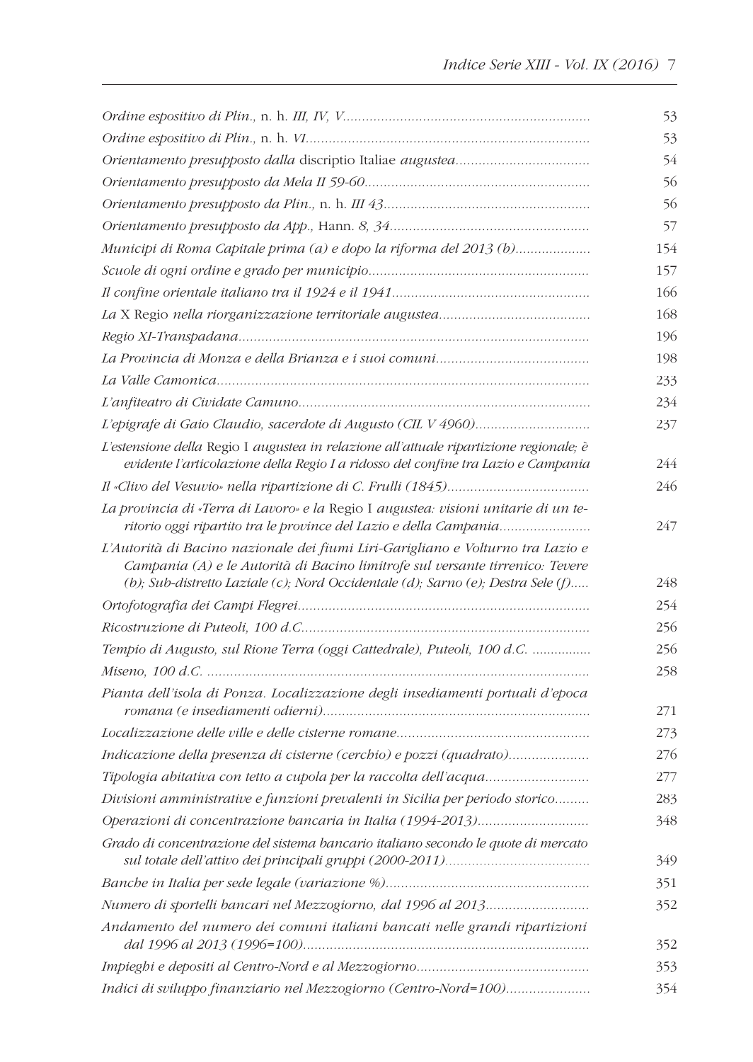| | |
|---|---|
| *Ordine espositivo di Plin.,* n. h. *III, IV, V* | 53 |
| *Ordine espositivo di Plin.,* n. h. *VI* | 53 |
| *Orientamento presupposto dalla* discriptio Italiae *augustea* | 54 |
| *Orientamento presupposto da Mela II 59-60* | 56 |
| *Orientamento presupposto da Plin.,* n. h. *III 43* | 56 |
| *Orientamento presupposto da App.,* Hann. *8, 34* | 57 |
| *Municipi di Roma Capitale prima (a) e dopo la riforma del 2013 (b)* | 154 |
| *Scuole di ogni ordine e grado per municipio* | 157 |
| *Il confine orientale italiano tra il 1924 e il 1941* | 166 |
| *La* X Regio *nella riorganizzazione territoriale augustea* | 168 |
| *Regio XI-Transpadana* | 196 |
| *La Provincia di Monza e della Brianza e i suoi comuni* | 198 |
| *La Valle Camonica* | 233 |
| *L'anfiteatro di Cividate Camuno* | 234 |
| *L'epigrafe di Gaio Claudio, sacerdote di Augusto (CIL V 4960)* | 237 |
| *L'estensione della* Regio I *augustea in relazione all'attuale ripartizione regionale; è evidente l'articolazione della Regio I a ridosso del confine tra Lazio e Campania* | 244 |
| *Il «Clivo del Vesuvio» nella ripartizione di C. Frulli (1845)* | 246 |
| *La provincia di «Terra di Lavoro» e la* Regio I *augustea: visioni unitarie di un territorio oggi ripartito tra le province del Lazio e della Campania* | 247 |
| *L'Autorità di Bacino nazionale dei fiumi Liri-Garigliano e Volturno tra Lazio e Campania (A) e le Autorità di Bacino limitrofe sul versante tirrenico: Tevere (b); Sub-distretto Laziale (c); Nord Occidentale (d); Sarno (e); Destra Sele (f)* | 248 |
| *Ortofotografia dei Campi Flegrei* | 254 |
| *Ricostruzione di Puteoli, 100 d.C.* | 256 |
| *Tempio di Augusto, sul Rione Terra (oggi Cattedrale), Puteoli, 100 d.C.* | 256 |
| *Miseno, 100 d.C.* | 258 |
| *Pianta dell'isola di Ponza. Localizzazione degli insediamenti portuali d'epoca romana (e insediamenti odierni)* | 271 |
| *Localizzazione delle ville e delle cisterne romane* | 273 |
| *Indicazione della presenza di cisterne (cerchio) e pozzi (quadrato)* | 276 |
| *Tipologia abitativa con tetto a cupola per la raccolta dell'acqua* | 277 |
| *Divisioni amministrative e funzioni prevalenti in Sicilia per periodo storico* | 283 |
| *Operazioni di concentrazione bancaria in Italia (1994-2013)* | 348 |
| *Grado di concentrazione del sistema bancario italiano secondo le quote di mercato sul totale dell'attivo dei principali gruppi (2000-2011)* | 349 |
| *Banche in Italia per sede legale (variazione %)* | 351 |
| *Numero di sportelli bancari nel Mezzogiorno, dal 1996 al 2013* | 352 |
| *Andamento del numero dei comuni italiani bancati nelle grandi ripartizioni dal 1996 al 2013 (1996=100)* | 352 |
| *Impieghi e depositi al Centro-Nord e al Mezzogiorno* | 353 |
| *Indici di sviluppo finanziario nel Mezzogiorno (Centro-Nord=100)* | 354 |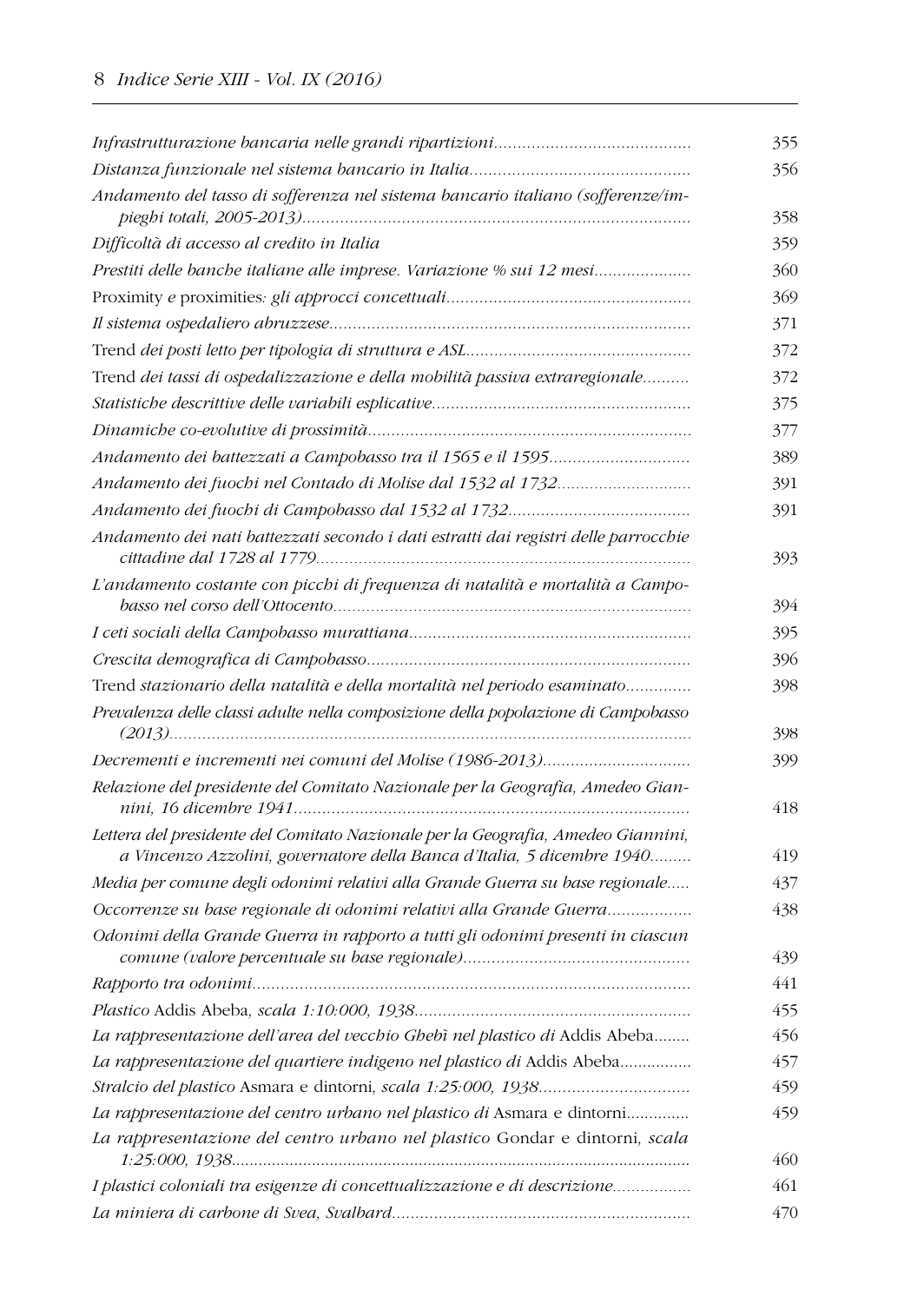| | |
|---|---|
| *Infrastrutturazione bancaria nelle grandi ripartizioni* | 355 |
| *Distanza funzionale nel sistema bancario in Italia* | 356 |
| *Andamento del tasso di sofferenza nel sistema bancario italiano (sofferenze/impieghi totali, 2005-2013)* | 358 |
| *Difficoltà di accesso al credito in Italia* | 359 |
| *Prestiti delle banche italiane alle imprese. Variazione % sui 12 mesi* | 360 |
| Proximity *e* proximities*: gli approcci concettuali* | 369 |
| *Il sistema ospedaliero abruzzese* | 371 |
| Trend *dei posti letto per tipologia di struttura e ASL* | 372 |
| Trend *dei tassi di ospedalizzazione e della mobilità passiva extraregionale* | 372 |
| *Statistiche descrittive delle variabili esplicative* | 375 |
| *Dinamiche co-evolutive di prossimità* | 377 |
| *Andamento dei battezzati a Campobasso tra il 1565 e il 1595* | 389 |
| *Andamento dei fuochi nel Contado di Molise dal 1532 al 1732* | 391 |
| *Andamento dei fuochi di Campobasso dal 1532 al 1732* | 391 |
| *Andamento dei nati battezzati secondo i dati estratti dai registri delle parrocchie cittadine dal 1728 al 1779* | 393 |
| *L'andamento costante con picchi di frequenza di natalità e mortalità a Campobasso nel corso dell'Ottocento* | 394 |
| *I ceti sociali della Campobasso murattiana* | 395 |
| *Crescita demografica di Campobasso* | 396 |
| Trend *stazionario della natalità e della mortalità nel periodo esaminato* | 398 |
| *Prevalenza delle classi adulte nella composizione della popolazione di Campobasso (2013)* | 398 |
| *Decrementi e incrementi nei comuni del Molise (1986-2013)* | 399 |
| *Relazione del presidente del Comitato Nazionale per la Geografia, Amedeo Giannini, 16 dicembre 1941* | 418 |
| *Lettera del presidente del Comitato Nazionale per la Geografia, Amedeo Giannini, a Vincenzo Azzolini, governatore della Banca d'Italia, 5 dicembre 1940* | 419 |
| *Media per comune degli odonimi relativi alla Grande Guerra su base regionale* | 437 |
| *Occorrenze su base regionale di odonimi relativi alla Grande Guerra* | 438 |
| *Odonimi della Grande Guerra in rapporto a tutti gli odonimi presenti in ciascun comune (valore percentuale su base regionale)* | 439 |
| *Rapporto tra odonimi* | 441 |
| *Plastico* Addis Abeba*, scala 1:10:000, 1938* | 455 |
| *La rappresentazione dell'area del vecchio Ghebì nel plastico di* Addis Abeba | 456 |
| *La rappresentazione del quartiere indigeno nel plastico di* Addis Abeba | 457 |
| *Stralcio del plastico* Asmara e dintorni*, scala 1:25:000, 1938* | 459 |
| *La rappresentazione del centro urbano nel plastico di* Asmara e dintorni | 459 |
| *La rappresentazione del centro urbano nel plastico* Gondar e dintorni*, scala 1:25:000, 1938* | 460 |
| *I plastici coloniali tra esigenze di concettualizzazione e di descrizione* | 461 |
| *La miniera di carbone di Svea, Svalbard* | 470 |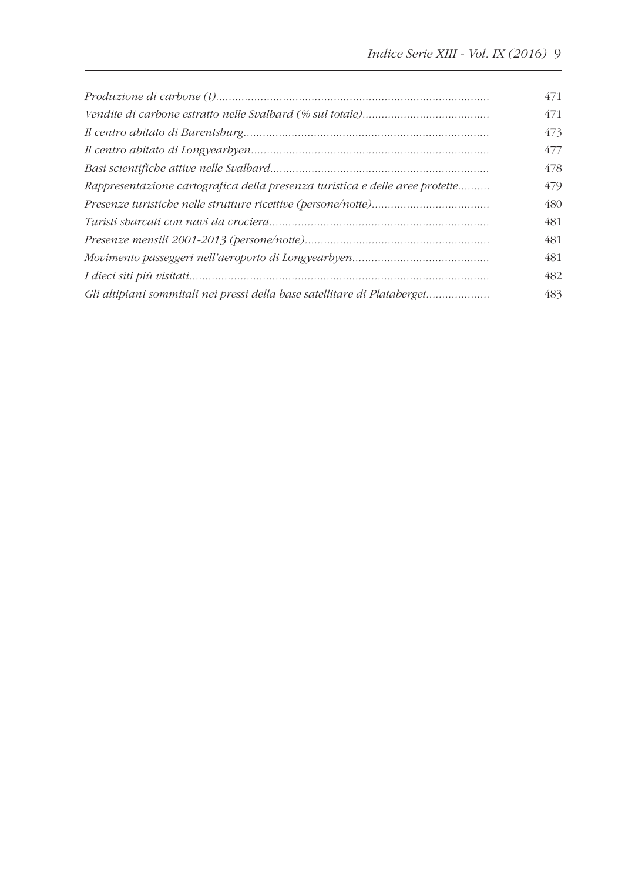*Produzione di carbone (t)*......................................................................................... 471

*Vendite di carbone estratto nelle Svalbard (% sul totale)*........................................ 471

*Il centro abitato di Barentsburg*............................................................................. 473

*Il centro abitato di Longyearbyen*........................................................................... 477

*Basi scientifiche attive nelle Svalbard*..................................................................... 478

*Rappresentazione cartografica della presenza turistica e delle aree protette*.......... 479

*Presenze turistiche nelle strutture ricettive (persone/notte)*..................................... 480

*Turisti sbarcati con navi da crociera*..................................................................... 481

*Presenze mensili 2001-2013 (persone/notte)*.......................................................... 481

*Movimento passeggeri nell'aeroporto di Longyearbyen*........................................... 481

*I dieci siti più visitati*............................................................................................ 482

*Gli altipiani sommitali nei pressi della base satellitare di Plataberget*.................... 483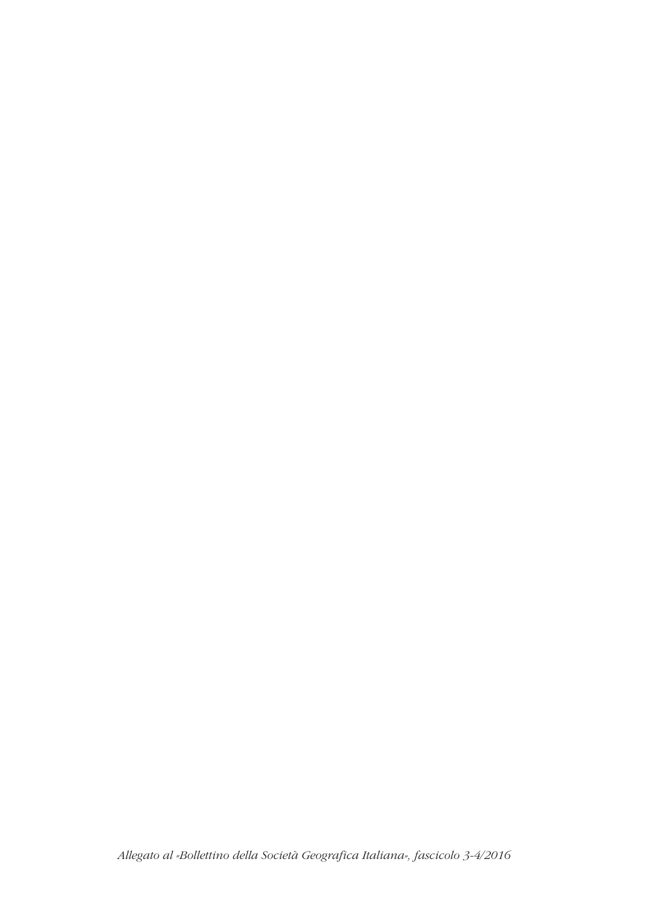*Allegato al «Bollettino della Società Geografica Italiana», fascicolo 3-4/2016*